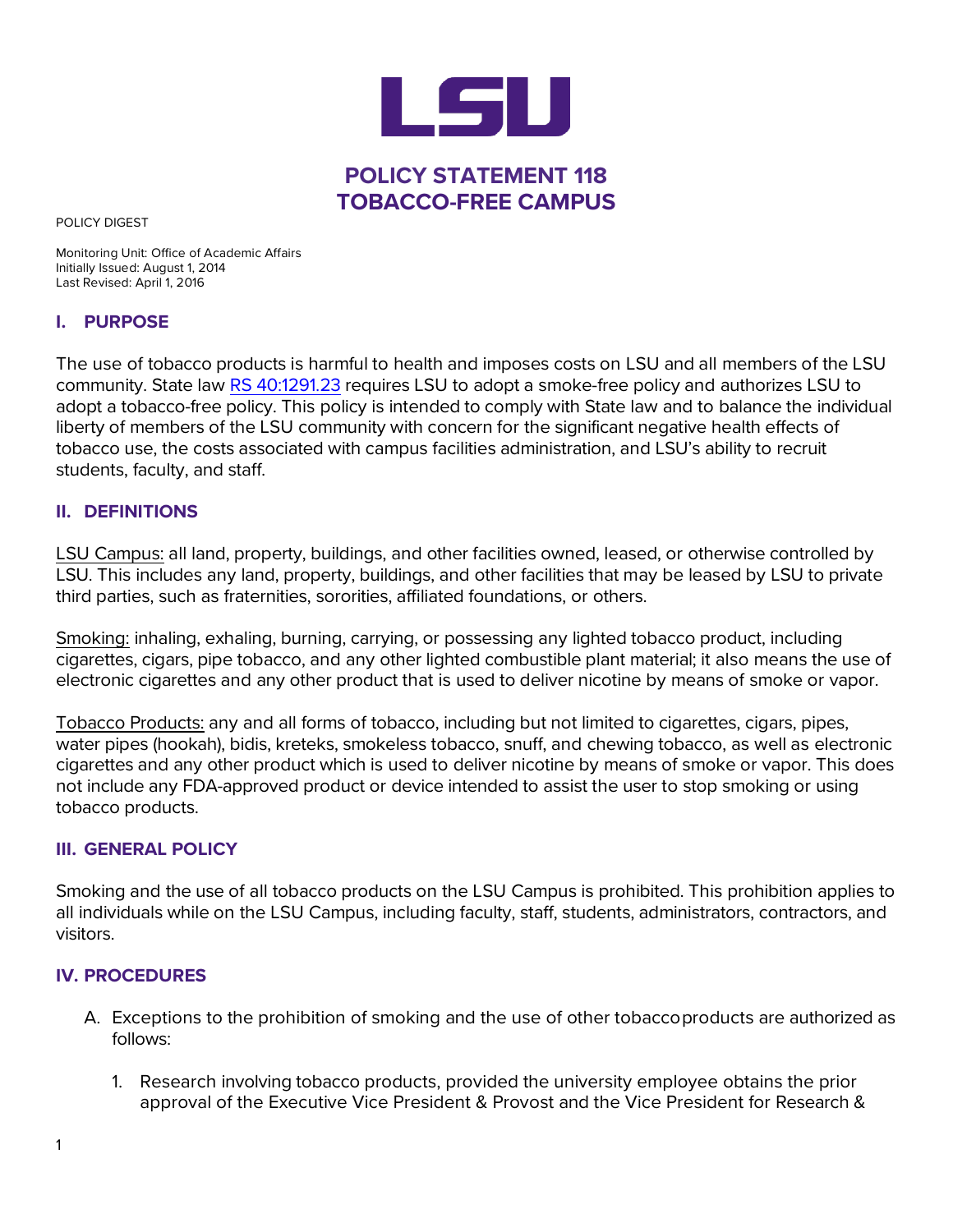# POLICY STATEMENT 118
# TOBACCO-FREE CAMPUS

POLICY DIGEST

Monitoring Unit: Office of Academic Affairs
Initially Issued: August 1, 2014
Last Revised: April 1, 2016

## I. PURPOSE

The use of tobacco products is harmful to health and imposes costs on LSU and all members of the LSU community. State law RS 40:1291.23 requires LSU to adopt a smoke-free policy and authorizes LSU to adopt a tobacco-free policy. This policy is intended to comply with State law and to balance the individual liberty of members of the LSU community with concern for the significant negative health effects of tobacco use, the costs associated with campus facilities administration, and LSU's ability to recruit students, faculty, and staff.

## II. DEFINITIONS

LSU Campus: all land, property, buildings, and other facilities owned, leased, or otherwise controlled by LSU. This includes any land, property, buildings, and other facilities that may be leased by LSU to private third parties, such as fraternities, sororities, affiliated foundations, or others.

Smoking: inhaling, exhaling, burning, carrying, or possessing any lighted tobacco product, including cigarettes, cigars, pipe tobacco, and any other lighted combustible plant material; it also means the use of electronic cigarettes and any other product that is used to deliver nicotine by means of smoke or vapor.

Tobacco Products: any and all forms of tobacco, including but not limited to cigarettes, cigars, pipes, water pipes (hookah), bidis, kreteks, smokeless tobacco, snuff, and chewing tobacco, as well as electronic cigarettes and any other product which is used to deliver nicotine by means of smoke or vapor. This does not include any FDA-approved product or device intended to assist the user to stop smoking or using tobacco products.

## III. GENERAL POLICY

Smoking and the use of all tobacco products on the LSU Campus is prohibited. This prohibition applies to all individuals while on the LSU Campus, including faculty, staff, students, administrators, contractors, and visitors.

## IV. PROCEDURES

A. Exceptions to the prohibition of smoking and the use of other tobacco products are authorized as follows:

   1. Research involving tobacco products, provided the university employee obtains the prior approval of the Executive Vice President & Provost and the Vice President for Research &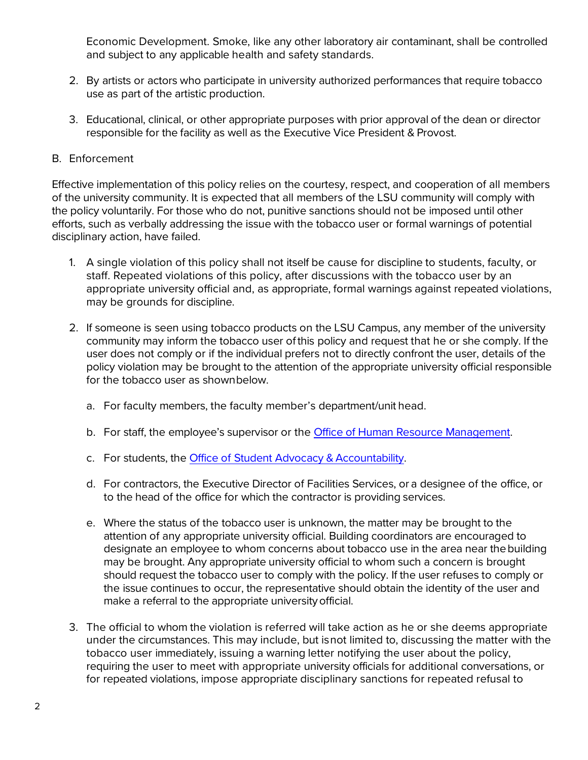Economic Development. Smoke, like any other laboratory air contaminant, shall be controlled and subject to any applicable health and safety standards.

2. By artists or actors who participate in university authorized performances that require tobacco use as part of the artistic production.

3. Educational, clinical, or other appropriate purposes with prior approval of the dean or director responsible for the facility as well as the Executive Vice President & Provost.

B. Enforcement

Effective implementation of this policy relies on the courtesy, respect, and cooperation of all members of the university community. It is expected that all members of the LSU community will comply with the policy voluntarily. For those who do not, punitive sanctions should not be imposed until other efforts, such as verbally addressing the issue with the tobacco user or formal warnings of potential disciplinary action, have failed.

1. A single violation of this policy shall not itself be cause for discipline to students, faculty, or staff. Repeated violations of this policy, after discussions with the tobacco user by an appropriate university official and, as appropriate, formal warnings against repeated violations, may be grounds for discipline.

2. If someone is seen using tobacco products on the LSU Campus, any member of the university community may inform the tobacco user of this policy and request that he or she comply. If the user does not comply or if the individual prefers not to directly confront the user, details of the policy violation may be brought to the attention of the appropriate university official responsible for the tobacco user as shown below.

   a. For faculty members, the faculty member's department/unit head.

   b. For staff, the employee's supervisor or the Office of Human Resource Management.

   c. For students, the Office of Student Advocacy & Accountability.

   d. For contractors, the Executive Director of Facilities Services, or a designee of the office, or to the head of the office for which the contractor is providing services.

   e. Where the status of the tobacco user is unknown, the matter may be brought to the attention of any appropriate university official. Building coordinators are encouraged to designate an employee to whom concerns about tobacco use in the area near the building may be brought. Any appropriate university official to whom such a concern is brought should request the tobacco user to comply with the policy. If the user refuses to comply or the issue continues to occur, the representative should obtain the identity of the user and make a referral to the appropriate university official.

3. The official to whom the violation is referred will take action as he or she deems appropriate under the circumstances. This may include, but is not limited to, discussing the matter with the tobacco user immediately, issuing a warning letter notifying the user about the policy, requiring the user to meet with appropriate university officials for additional conversations, or for repeated violations, impose appropriate disciplinary sanctions for repeated refusal to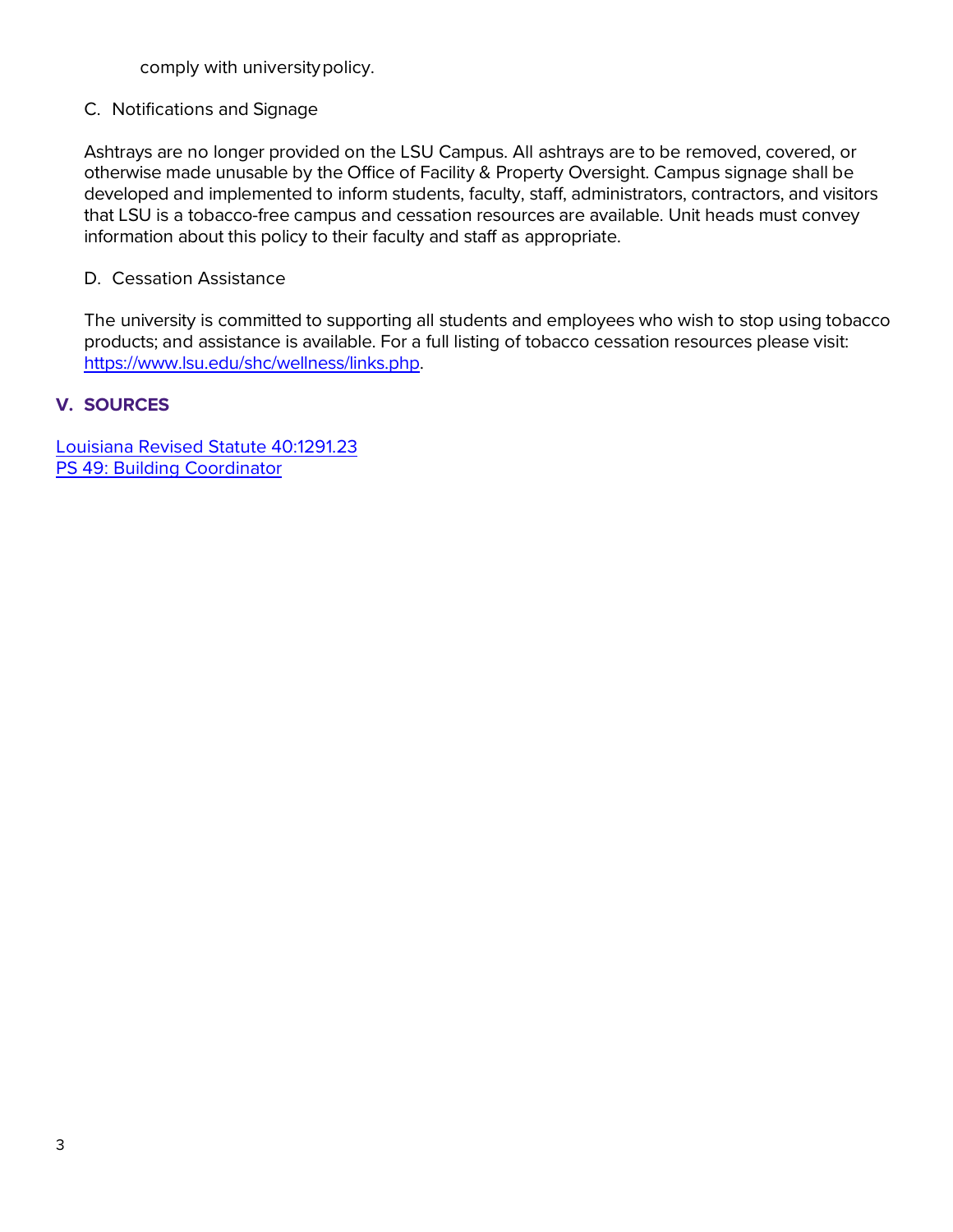comply with university policy.

C. Notifications and Signage

Ashtrays are no longer provided on the LSU Campus. All ashtrays are to be removed, covered, or otherwise made unusable by the Office of Facility & Property Oversight. Campus signage shall be developed and implemented to inform students, faculty, staff, administrators, contractors, and visitors that LSU is a tobacco-free campus and cessation resources are available. Unit heads must convey information about this policy to their faculty and staff as appropriate.

D. Cessation Assistance

The university is committed to supporting all students and employees who wish to stop using tobacco products; and assistance is available. For a full listing of tobacco cessation resources please visit: https://www.lsu.edu/shc/wellness/links.php.

## V. SOURCES

Louisiana Revised Statute 40:1291.23
PS 49: Building Coordinator